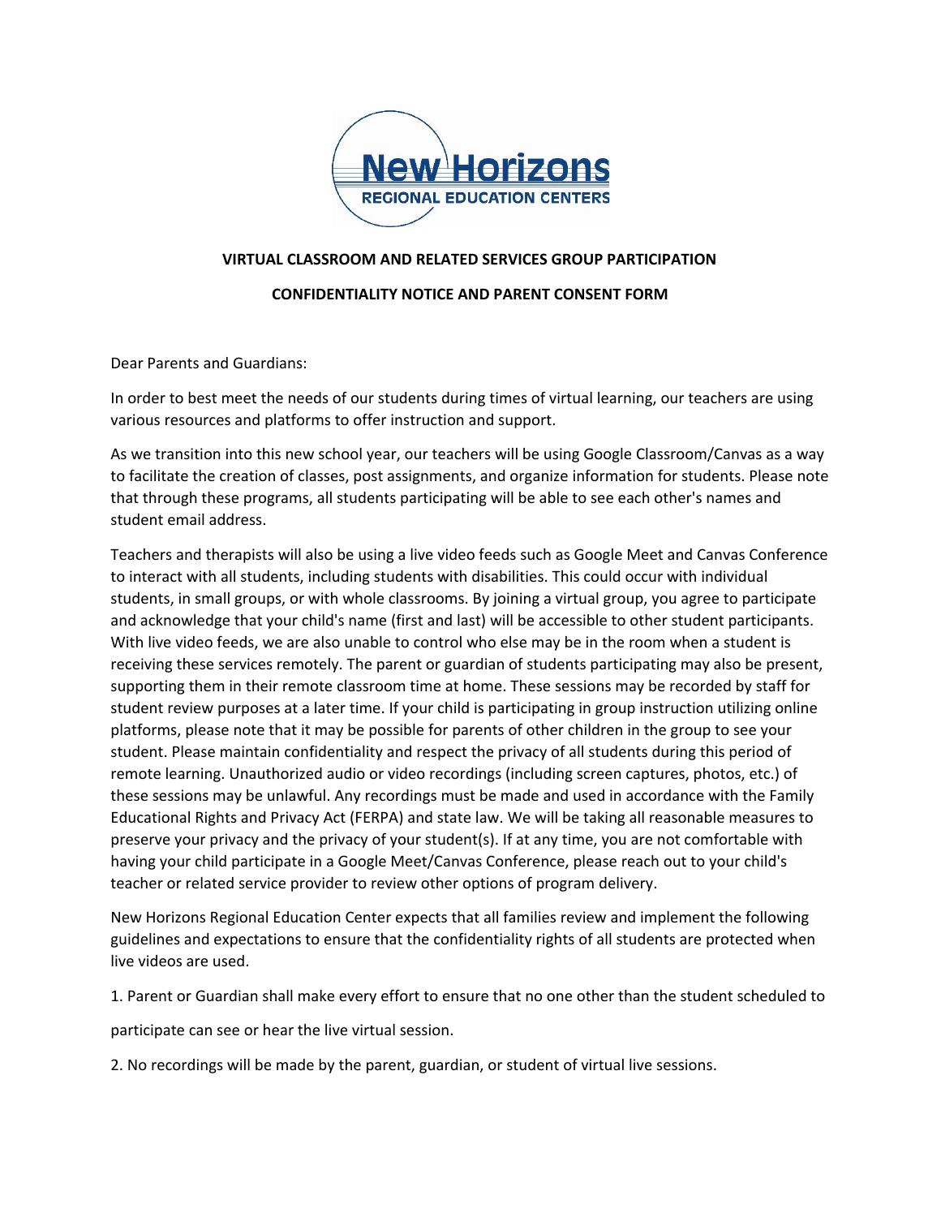New Horizons
REGIONAL EDUCATION CENTERS

**VIRTUAL CLASSROOM AND RELATED SERVICES GROUP PARTICIPATION**

**CONFIDENTIALITY NOTICE AND PARENT CONSENT FORM**

Dear Parents and Guardians:

In order to best meet the needs of our students during times of virtual learning, our teachers are using various resources and platforms to offer instruction and support.

As we transition into this new school year, our teachers will be using Google Classroom/Canvas as a way to facilitate the creation of classes, post assignments, and organize information for students. Please note that through these programs, all students participating will be able to see each other's names and student email address.

Teachers and therapists will also be using a live video feeds such as Google Meet and Canvas Conference to interact with all students, including students with disabilities. This could occur with individual students, in small groups, or with whole classrooms. By joining a virtual group, you agree to participate and acknowledge that your child's name (first and last) will be accessible to other student participants. With live video feeds, we are also unable to control who else may be in the room when a student is receiving these services remotely. The parent or guardian of students participating may also be present, supporting them in their remote classroom time at home. These sessions may be recorded by staff for student review purposes at a later time. If your child is participating in group instruction utilizing online platforms, please note that it may be possible for parents of other children in the group to see your student. Please maintain confidentiality and respect the privacy of all students during this period of remote learning. Unauthorized audio or video recordings (including screen captures, photos, etc.) of these sessions may be unlawful. Any recordings must be made and used in accordance with the Family Educational Rights and Privacy Act (FERPA) and state law. We will be taking all reasonable measures to preserve your privacy and the privacy of your student(s). If at any time, you are not comfortable with having your child participate in a Google Meet/Canvas Conference, please reach out to your child's teacher or related service provider to review other options of program delivery.

New Horizons Regional Education Center expects that all families review and implement the following guidelines and expectations to ensure that the confidentiality rights of all students are protected when live videos are used.

1. Parent or Guardian shall make every effort to ensure that no one other than the student scheduled to participate can see or hear the live virtual session.

2. No recordings will be made by the parent, guardian, or student of virtual live sessions.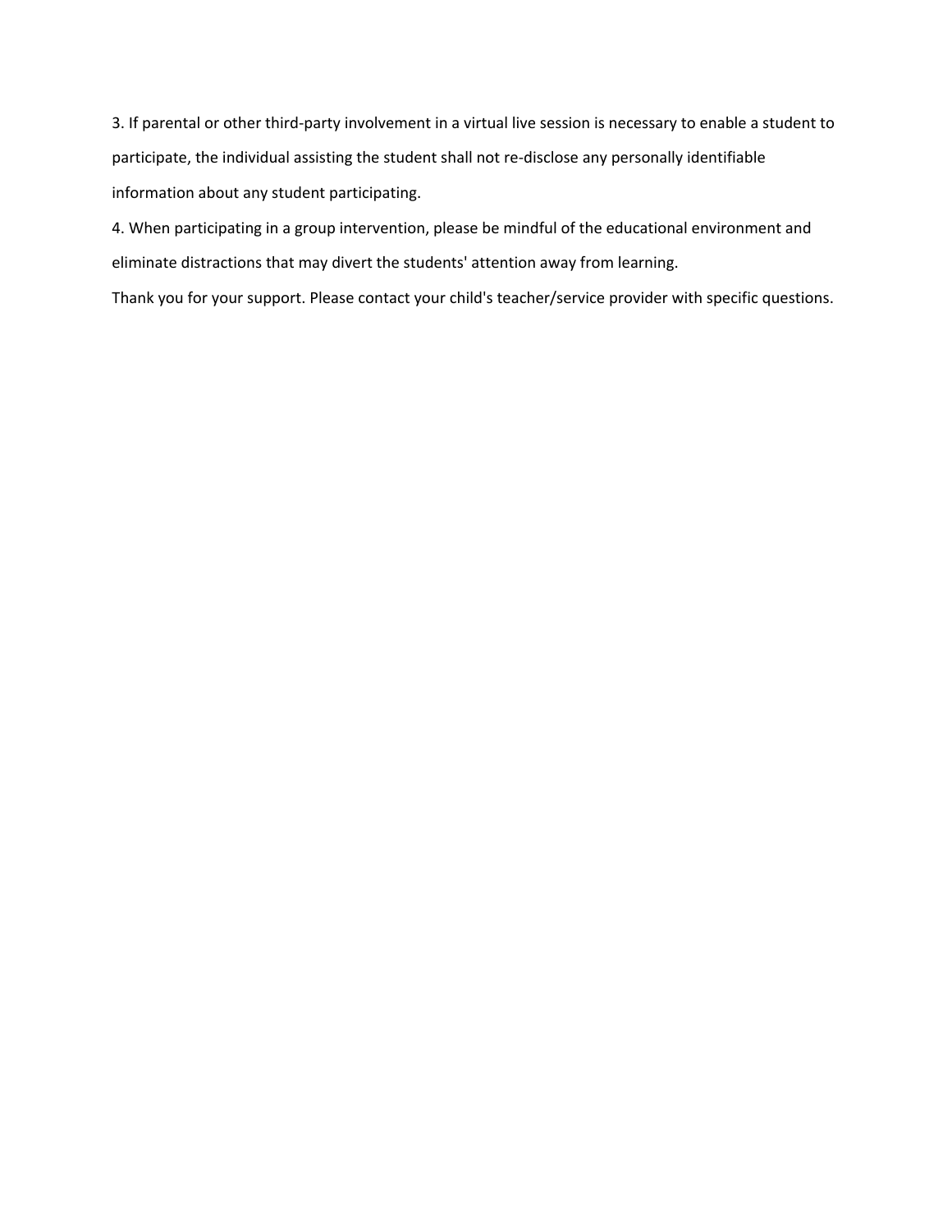3. If parental or other third-party involvement in a virtual live session is necessary to enable a student to participate, the individual assisting the student shall not re-disclose any personally identifiable information about any student participating.

4. When participating in a group intervention, please be mindful of the educational environment and eliminate distractions that may divert the students' attention away from learning.

Thank you for your support. Please contact your child's teacher/service provider with specific questions.